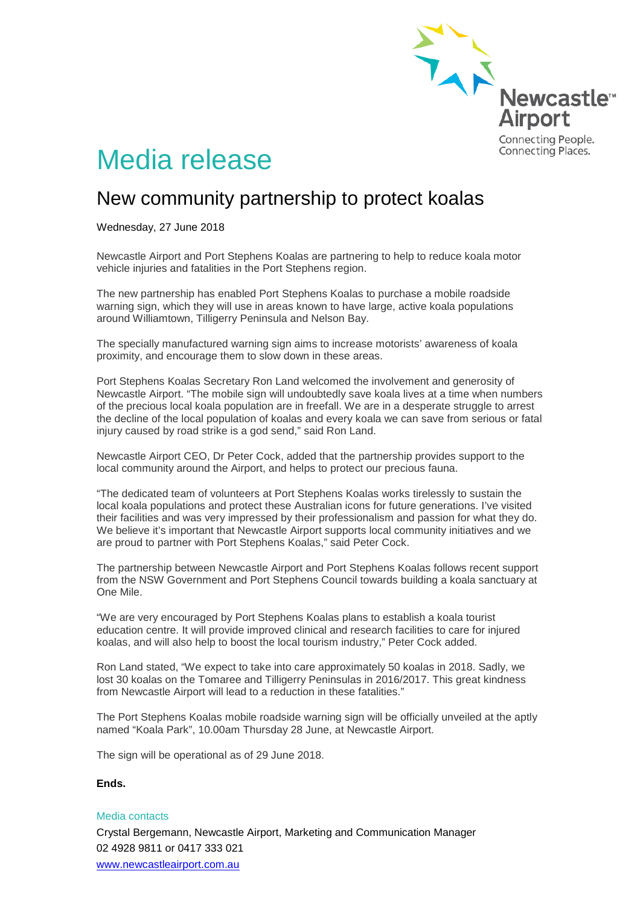Newcastle Airport
Connecting People.
Connecting Places.

# Media release

## New community partnership to protect koalas

Wednesday, 27 June 2018

Newcastle Airport and Port Stephens Koalas are partnering to help to reduce koala motor vehicle injuries and fatalities in the Port Stephens region.

The new partnership has enabled Port Stephens Koalas to purchase a mobile roadside warning sign, which they will use in areas known to have large, active koala populations around Williamtown, Tilligerry Peninsula and Nelson Bay.

The specially manufactured warning sign aims to increase motorists' awareness of koala proximity, and encourage them to slow down in these areas.

Port Stephens Koalas Secretary Ron Land welcomed the involvement and generosity of Newcastle Airport. "The mobile sign will undoubtedly save koala lives at a time when numbers of the precious local koala population are in freefall. We are in a desperate struggle to arrest the decline of the local population of koalas and every koala we can save from serious or fatal injury caused by road strike is a god send," said Ron Land.

Newcastle Airport CEO, Dr Peter Cock, added that the partnership provides support to the local community around the Airport, and helps to protect our precious fauna.

"The dedicated team of volunteers at Port Stephens Koalas works tirelessly to sustain the local koala populations and protect these Australian icons for future generations. I've visited their facilities and was very impressed by their professionalism and passion for what they do. We believe it's important that Newcastle Airport supports local community initiatives and we are proud to partner with Port Stephens Koalas," said Peter Cock.

The partnership between Newcastle Airport and Port Stephens Koalas follows recent support from the NSW Government and Port Stephens Council towards building a koala sanctuary at One Mile.

"We are very encouraged by Port Stephens Koalas plans to establish a koala tourist education centre. It will provide improved clinical and research facilities to care for injured koalas, and will also help to boost the local tourism industry," Peter Cock added.

Ron Land stated, "We expect to take into care approximately 50 koalas in 2018. Sadly, we lost 30 koalas on the Tomaree and Tilligerry Peninsulas in 2016/2017. This great kindness from Newcastle Airport will lead to a reduction in these fatalities."

The Port Stephens Koalas mobile roadside warning sign will be officially unveiled at the aptly named "Koala Park", 10.00am Thursday 28 June, at Newcastle Airport.

The sign will be operational as of 29 June 2018.

**Ends.**

Media contacts

Crystal Bergemann, Newcastle Airport, Marketing and Communication Manager
02 4928 9811 or 0417 333 021
www.newcastleairport.com.au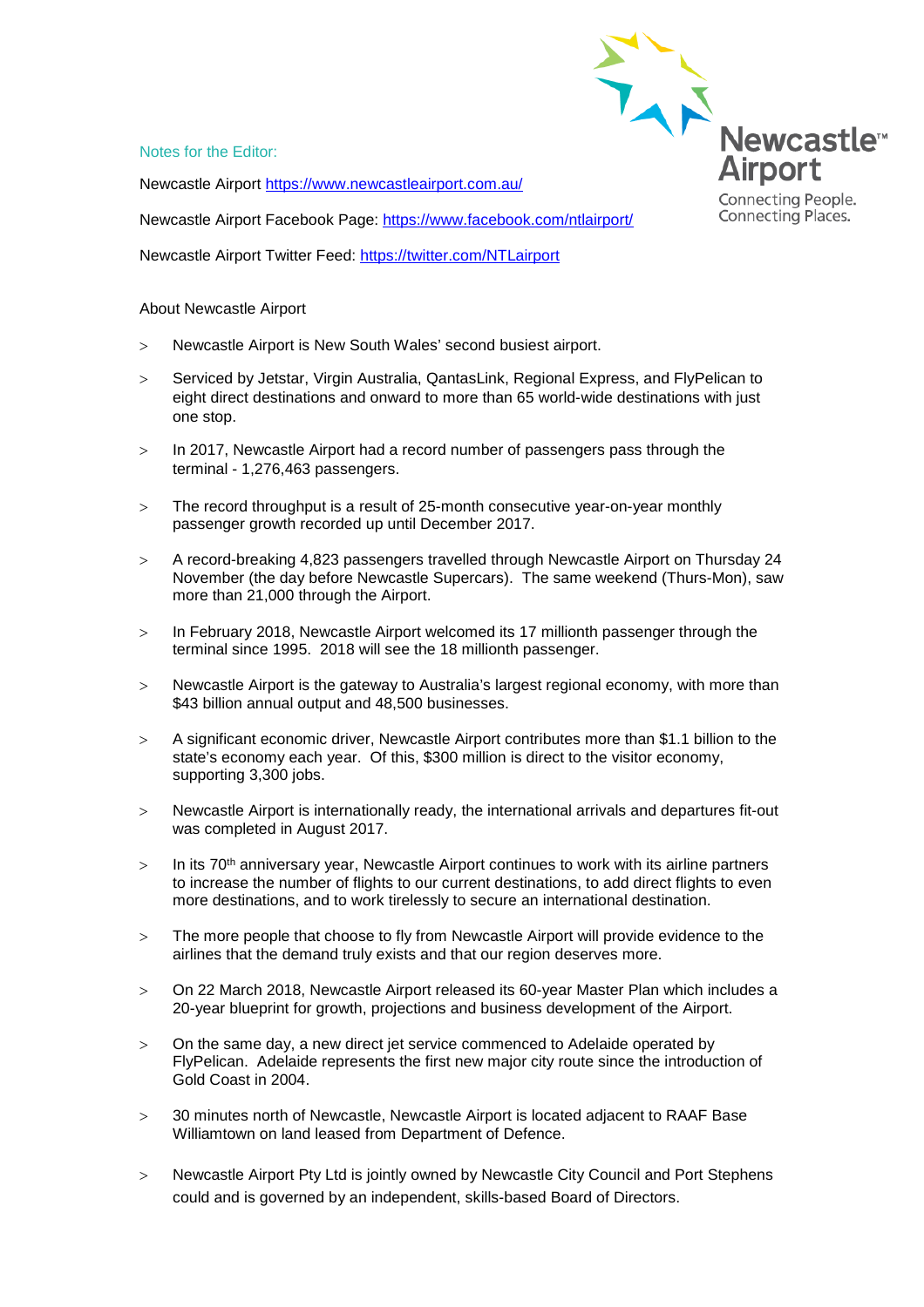Newcastle™ Airport
Connecting People.
Connecting Places.

Notes for the Editor:

Newcastle Airport https://www.newcastleairport.com.au/

Newcastle Airport Facebook Page: https://www.facebook.com/ntlairport/

Newcastle Airport Twitter Feed: https://twitter.com/NTLairport

About Newcastle Airport

- Newcastle Airport is New South Wales' second busiest airport.
- Serviced by Jetstar, Virgin Australia, QantasLink, Regional Express, and FlyPelican to eight direct destinations and onward to more than 65 world-wide destinations with just one stop.
- In 2017, Newcastle Airport had a record number of passengers pass through the terminal - 1,276,463 passengers.
- The record throughput is a result of 25-month consecutive year-on-year monthly passenger growth recorded up until December 2017.
- A record-breaking 4,823 passengers travelled through Newcastle Airport on Thursday 24 November (the day before Newcastle Supercars). The same weekend (Thurs-Mon), saw more than 21,000 through the Airport.
- In February 2018, Newcastle Airport welcomed its 17 millionth passenger through the terminal since 1995. 2018 will see the 18 millionth passenger.
- Newcastle Airport is the gateway to Australia's largest regional economy, with more than $43 billion annual output and 48,500 businesses.
- A significant economic driver, Newcastle Airport contributes more than $1.1 billion to the state's economy each year. Of this, $300 million is direct to the visitor economy, supporting 3,300 jobs.
- Newcastle Airport is internationally ready, the international arrivals and departures fit-out was completed in August 2017.
- In its 70th anniversary year, Newcastle Airport continues to work with its airline partners to increase the number of flights to our current destinations, to add direct flights to even more destinations, and to work tirelessly to secure an international destination.
- The more people that choose to fly from Newcastle Airport will provide evidence to the airlines that the demand truly exists and that our region deserves more.
- On 22 March 2018, Newcastle Airport released its 60-year Master Plan which includes a 20-year blueprint for growth, projections and business development of the Airport.
- On the same day, a new direct jet service commenced to Adelaide operated by FlyPelican. Adelaide represents the first new major city route since the introduction of Gold Coast in 2004.
- 30 minutes north of Newcastle, Newcastle Airport is located adjacent to RAAF Base Williamtown on land leased from Department of Defence.
- Newcastle Airport Pty Ltd is jointly owned by Newcastle City Council and Port Stephens could and is governed by an independent, skills-based Board of Directors.